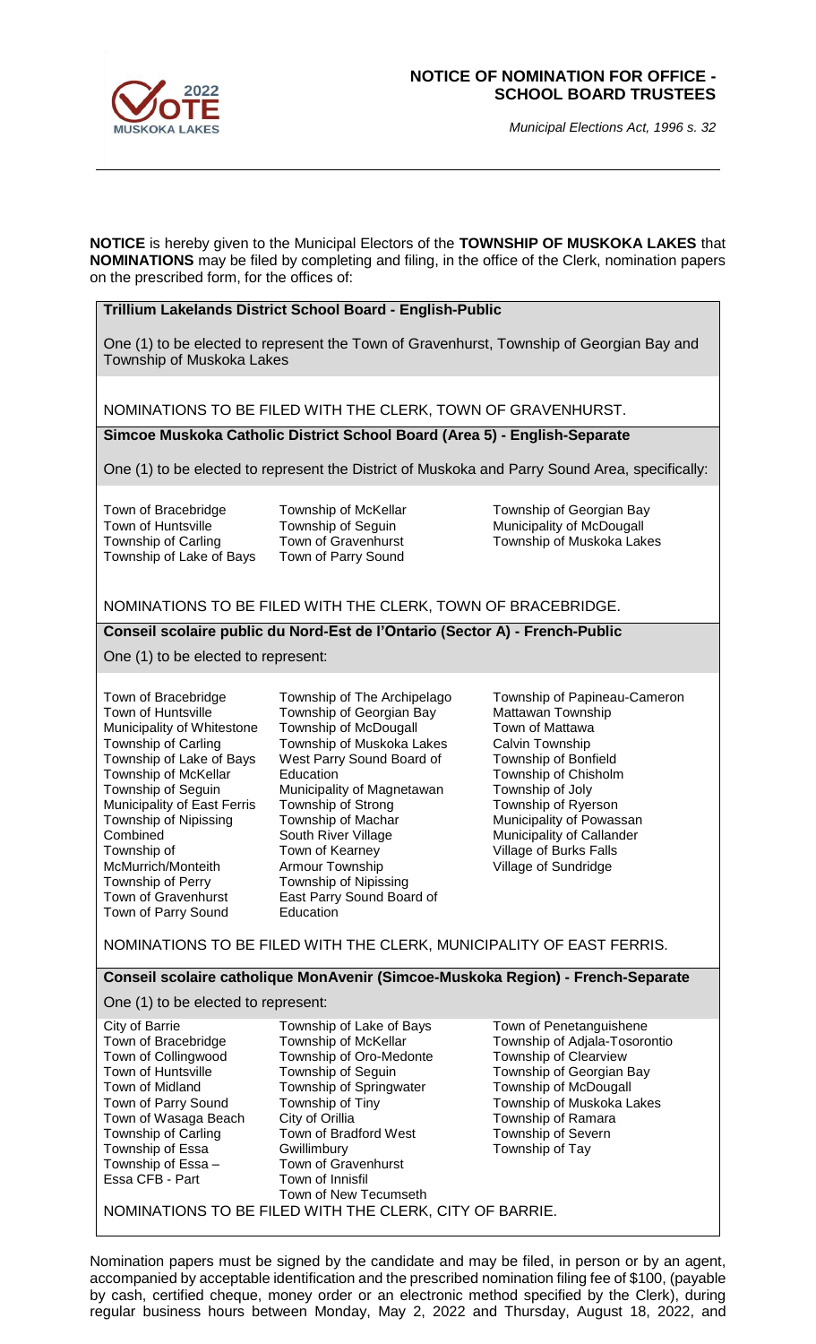# NOTICE OF NOMINATION FOR OFFICE - SCHOOL BOARD TRUSTEES

*Municipal Elections Act, 1996 s. 32*

**NOTICE** is hereby given to the Municipal Electors of the **TOWNSHIP OF MUSKOKA LAKES** that **NOMINATIONS** may be filed by completing and filing, in the office of the Clerk, nomination papers on the prescribed form, for the offices of:

## Trillium Lakelands District School Board - English-Public

One (1) to be elected to represent the Town of Gravenhurst, Township of Georgian Bay and Township of Muskoka Lakes

NOMINATIONS TO BE FILED WITH THE CLERK, TOWN OF GRAVENHURST.

## Simcoe Muskoka Catholic District School Board (Area 5) - English-Separate

One (1) to be elected to represent the District of Muskoka and Parry Sound Area, specifically:

- Town of Bracebridge
- Town of Huntsville
- Township of Carling
- Township of Lake of Bays
- Township of McKellar
- Township of Seguin
- Town of Gravenhurst
- Town of Parry Sound
- Township of Georgian Bay
- Municipality of McDougall
- Township of Muskoka Lakes

NOMINATIONS TO BE FILED WITH THE CLERK, TOWN OF BRACEBRIDGE.

## Conseil scolaire public du Nord-Est de l'Ontario (Sector A) - French-Public

One (1) to be elected to represent:

- Town of Bracebridge
- Town of Huntsville
- Municipality of Whitestone
- Township of Carling
- Township of Lake of Bays
- Township of McKellar
- Township of Seguin
- Municipality of East Ferris
- Township of Nipissing Combined
- Township of McMurrich/Monteith
- Township of Perry
- Town of Gravenhurst
- Town of Parry Sound
- Township of The Archipelago
- Township of Georgian Bay
- Township of McDougall
- Township of Muskoka Lakes
- West Parry Sound Board of Education
- Municipality of Magnetawan
- Township of Strong
- Township of Machar
- South River Village
- Town of Kearney
- Armour Township
- Township of Nipissing
- East Parry Sound Board of Education
- Township of Papineau-Cameron
- Mattawan Township
- Town of Mattawa
- Calvin Township
- Township of Bonfield
- Township of Chisholm
- Township of Joly
- Township of Ryerson
- Municipality of Powassan
- Municipality of Callander
- Village of Burks Falls
- Village of Sundridge

NOMINATIONS TO BE FILED WITH THE CLERK, MUNICIPALITY OF EAST FERRIS.

## Conseil scolaire catholique MonAvenir (Simcoe-Muskoka Region) - French-Separate

One (1) to be elected to represent:

- City of Barrie
- Town of Bracebridge
- Town of Collingwood
- Town of Huntsville
- Town of Midland
- Town of Parry Sound
- Town of Wasaga Beach
- Township of Carling
- Township of Essa
- Township of Essa – Essa CFB - Part
- Township of Lake of Bays
- Township of McKellar
- Township of Oro-Medonte
- Township of Seguin
- Township of Springwater
- Township of Tiny
- City of Orillia
- Town of Bradford West Gwillimbury
- Town of Gravenhurst
- Town of Innisfil
- Town of New Tecumseth
- Town of Penetanguishene
- Township of Adjala-Tosorontio
- Township of Clearview
- Township of Georgian Bay
- Township of McDougall
- Township of Muskoka Lakes
- Township of Ramara
- Township of Severn
- Township of Tay

NOMINATIONS TO BE FILED WITH THE CLERK, CITY OF BARRIE.

Nomination papers must be signed by the candidate and may be filed, in person or by an agent, accompanied by acceptable identification and the prescribed nomination filing fee of $100, (payable by cash, certified cheque, money order or an electronic method specified by the Clerk), during regular business hours between Monday, May 2, 2022 and Thursday, August 18, 2022, and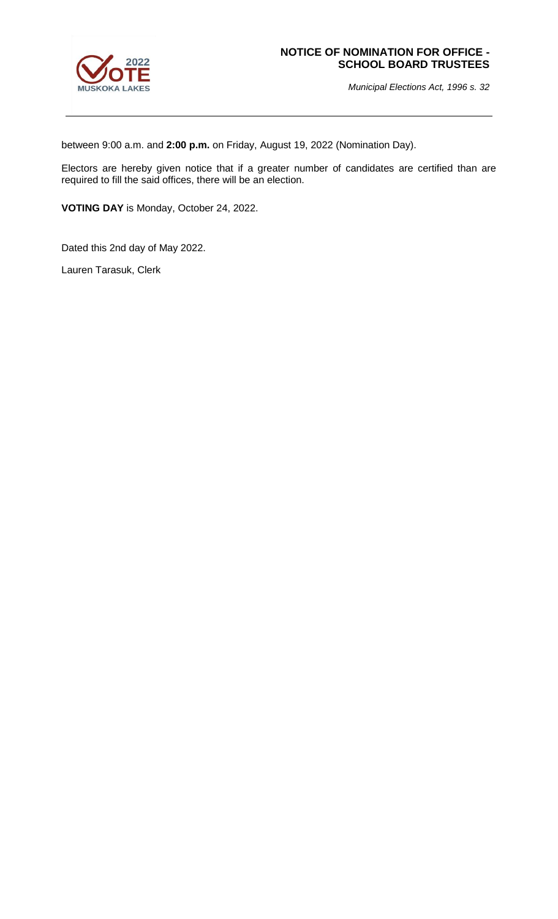between 9:00 a.m. and **2:00 p.m.** on Friday, August 19, 2022 (Nomination Day).

Electors are hereby given notice that if a greater number of candidates are certified than are required to fill the said offices, there will be an election.

**VOTING DAY** is Monday, October 24, 2022.

Dated this 2nd day of May 2022.

Lauren Tarasuk, Clerk